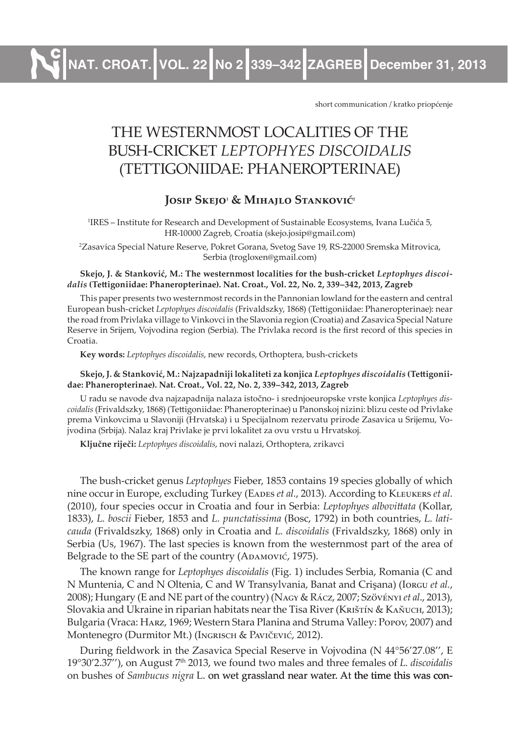short communication / kratko priopćenje

# THE WESTERNMOST LOCALITIES OF THE BUSH-CRICKET *LEPTOPHYES DISCOIDALIS* (TETTIGONIIDAE: PHANEROPTERINAE)

**Josip Skejo[1] & Mihajlo Stanković[2]**

[1]IRES – Institute for Research and Development of Sustainable Ecosystems, Ivana Lučića 5, HR-10000 Zagreb, Croatia (skejo.josip@gmail.com)

[2]Zasavica Special Nature Reserve, Pokret Gorana, Svetog Save 19, RS-22000 Sremska Mitrovica, Serbia (trogloxen@gmail.com)

**Skejo, J. & Stanković, M.: The westernmost localities for the bush-cricket *Leptophyes discoidalis* (Tettigoniidae: Phaneropterinae). Nat. Croat., Vol. 22, No. 2, 339–342, 2013, Zagreb**

This paper presents two westernmost records in the Pannonian lowland for the eastern and central European bush-cricket *Leptophyes discoidalis* (Frivaldszky, 1868) (Tettigoniidae: Phaneropterinae): near the road from Privlaka village to Vinkovci in the Slavonia region (Croatia) and Zasavica Special Nature Reserve in Srijem, Vojvodina region (Serbia). The Privlaka record is the first record of this species in Croatia.

**Key words:** *Leptophyes discoidalis*, new records, Orthoptera, bush-crickets

**Skejo, J. & Stanković, M.: Najzapadniji lokaliteti za konjica *Leptophyes discoidalis* (Tettigoniidae: Phaneropterinae). Nat. Croat., Vol. 22, No. 2, 339–342, 2013, Zagreb**

U radu se navode dva najzapadnija nalaza istočno- i srednjoeuropske vrste konjica *Leptophyes discoidalis* (Frivaldszky, 1868) (Tettigoniidae: Phaneropterinae) u Panonskoj nizini: blizu ceste od Privlake prema Vinkovcima u Slavoniji (Hrvatska) i u Specijalnom rezervatu prirode Zasavica u Srijemu, Vojvodina (Srbija). Nalaz kraj Privlake je prvi lokalitet za ovu vrstu u Hrvatskoj.

**Ključne riječi:** *Leptophyes discoidalis*, novi nalazi, Orthoptera, zrikavci

The bush-cricket genus *Leptophyes* Fieber, 1853 contains 19 species globally of which nine occur in Europe, excluding Turkey (Eades *et al.*, 2013). According to Kleukers *et al.* (2010), four species occur in Croatia and four in Serbia: *Leptophyes albovittata* (Kollar, 1833), *L. boscii* Fieber, 1853 and *L. punctatissima* (Bosc, 1792) in both countries, *L. laticauda* (Frivaldszky, 1868) only in Croatia and *L. discoidalis* (Frivaldszky, 1868) only in Serbia (Us, 1967). The last species is known from the westernmost part of the area of Belgrade to the SE part of the country (Adamović, 1975).

The known range for *Leptophyes discoidalis* (Fig. 1) includes Serbia, Romania (C and N Muntenia, C and N Oltenia, C and W Transylvania, Banat and Crişana) (Iorgu *et al.*, 2008); Hungary (E and NE part of the country) (Nagy & Rácz, 2007; Szövényi *et al.*, 2013), Slovakia and Ukraine in riparian habitats near the Tisa River (Krištín & Kaňuch, 2013); Bulgaria (Vraca: Harz, 1969; Western Stara Planina and Struma Valley: Popov, 2007) and Montenegro (Durmitor Mt.) (Ingrisch & Pavičević, 2012).

During fieldwork in the Zasavica Special Reserve in Vojvodina (N 44°56'27.08'', E 19°30'2.37''), on August 7th 2013, we found two males and three females of *L. discoidalis* on bushes of *Sambucus nigra* L. on wet grassland near water. At the time this was con-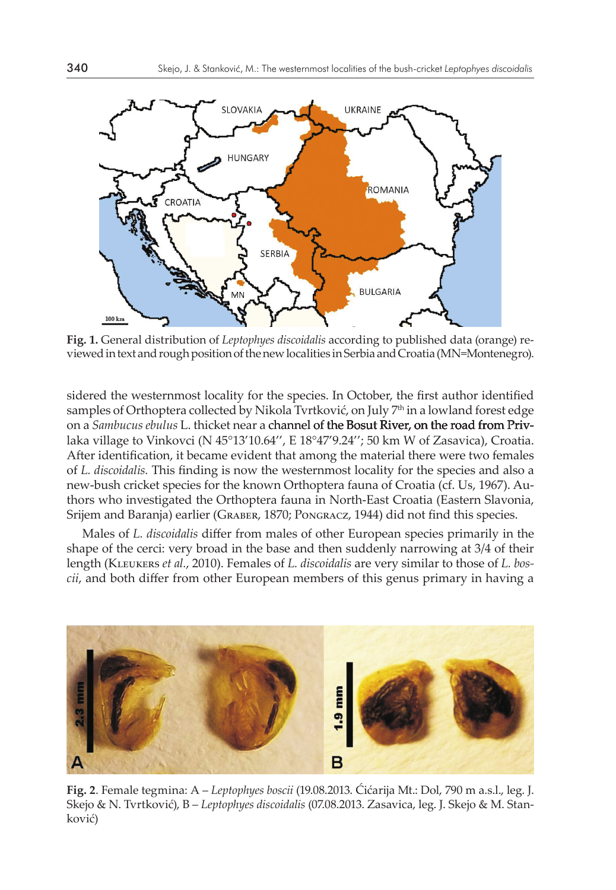Fig. 1. General distribution of *Leptophyes discoidalis* according to published data (orange) reviewed in text and rough position of the new localities in Serbia and Croatia (MN=Montenegro).

sidered the westernmost locality for the species. In October, the first author identified samples of Orthoptera collected by Nikola Tvrtković, on July 7[th] in a lowland forest edge on a *Sambucus ebulus* L. thicket near a channel of the Bosut River, on the road from Privlaka village to Vinkovci (N 45°13'10.64'', E 18°47'9.24''; 50 km W of Zasavica), Croatia. After identification, it became evident that among the material there were two females of *L. discoidalis.* This finding is now the westernmost locality for the species and also a new-bush cricket species for the known Orthoptera fauna of Croatia (cf. Us, 1967). Authors who investigated the Orthoptera fauna in North-East Croatia (Eastern Slavonia, Srijem and Baranja) earlier (Graber, 1870; Pongracz, 1944) did not find this species.

Males of *L. discoidalis* differ from males of other European species primarily in the shape of the cerci: very broad in the base and then suddenly narrowing at 3/4 of their length (Kleukers *et al*., 2010). Females of *L. discoidalis* are very similar to those of *L. boscii*, and both differ from other European members of this genus primary in having a

Fig. 2. Female tegmina: A – *Leptophyes boscii* (19.08.2013. Ćićarija Mt.: Dol, 790 m a.s.l., leg. J. Skejo & N. Tvrtković), B – *Leptophyes discoidalis* (07.08.2013. Zasavica, leg. J. Skejo & M. Stanković)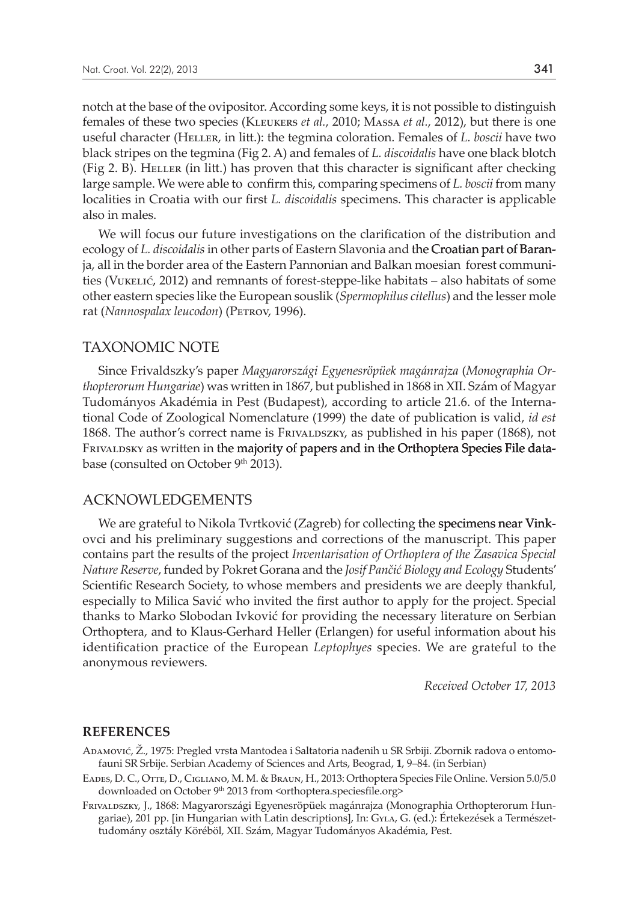notch at the base of the ovipositor. According some keys, it is not possible to distinguish females of these two species (Kleukers *et al.*, 2010; Massa *et al.*, 2012), but there is one useful character (Heller, in litt.): the tegmina coloration. Females of *L. boscii* have two black stripes on the tegmina (Fig 2. A) and females of *L. discoidalis* have one black blotch (Fig 2. B). Heller (in litt.) has proven that this character is significant after checking large sample. We were able to confirm this, comparing specimens of *L. boscii* from many localities in Croatia with our first *L. discoidalis* specimens. This character is applicable also in males.

We will focus our future investigations on the clarification of the distribution and ecology of *L. discoidalis* in other parts of Eastern Slavonia and the Croatian part of Baranja, all in the border area of the Eastern Pannonian and Balkan moesian forest communities (Vukelić, 2012) and remnants of forest-steppe-like habitats – also habitats of some other eastern species like the European souslik (*Spermophilus citellus*) and the lesser mole rat (*Nannospalax leucodon*) (Petrov, 1996).

## TAXONOMIC NOTE

Since Frivaldszky's paper *Magyarországi Egyenesröpüek magánrajza* (*Monographia Orthopterorum Hungariae*) was written in 1867, but published in 1868 in XII. Szám of Magyar Tudományos Akadémia in Pest (Budapest), according to article 21.6. of the International Code of Zoological Nomenclature (1999) the date of publication is valid, *id est* 1868. The author's correct name is Frivaldszky, as published in his paper (1868), not Frivaldsky as written in the majority of papers and in the Orthoptera Species File database (consulted on October 9th 2013).

## ACKNOWLEDGEMENTS

We are grateful to Nikola Tvrtković (Zagreb) for collecting the specimens near Vinkovci and his preliminary suggestions and corrections of the manuscript. This paper contains part the results of the project *Inventarisation of Orthoptera of the Zasavica Special Nature Reserve*, funded by Pokret Gorana and the *Josif Pančić Biology and Ecology* Students' Scientific Research Society, to whose members and presidents we are deeply thankful, especially to Milica Savić who invited the first author to apply for the project. Special thanks to Marko Slobodan Ivković for providing the necessary literature on Serbian Orthoptera, and to Klaus-Gerhard Heller (Erlangen) for useful information about his identification practice of the European *Leptophyes* species. We are grateful to the anonymous reviewers.

*Received October 17, 2013*

## REFERENCES

Adamović, Ž., 1975: Pregled vrsta Mantodea i Saltatoria nađenih u SR Srbiji. Zbornik radova o entomofauni SR Srbije. Serbian Academy of Sciences and Arts, Beograd, **1**, 9–84. (in Serbian)

Eades, D. C., Otte, D., Cigliano, M. M. & Braun, H., 2013: Orthoptera Species File Online. Version 5.0/5.0 downloaded on October 9th 2013 from <orthoptera.speciesfile.org>

Frivaldszky, J., 1868: Magyarországi Egyenesröpüek magánrajza (Monographia Orthopterorum Hungariae), 201 pp. [in Hungarian with Latin descriptions], In: Gyla, G. (ed.): Értekezések a Természettudomány osztály Köréböl, XII. Szám, Magyar Tudományos Akadémia, Pest.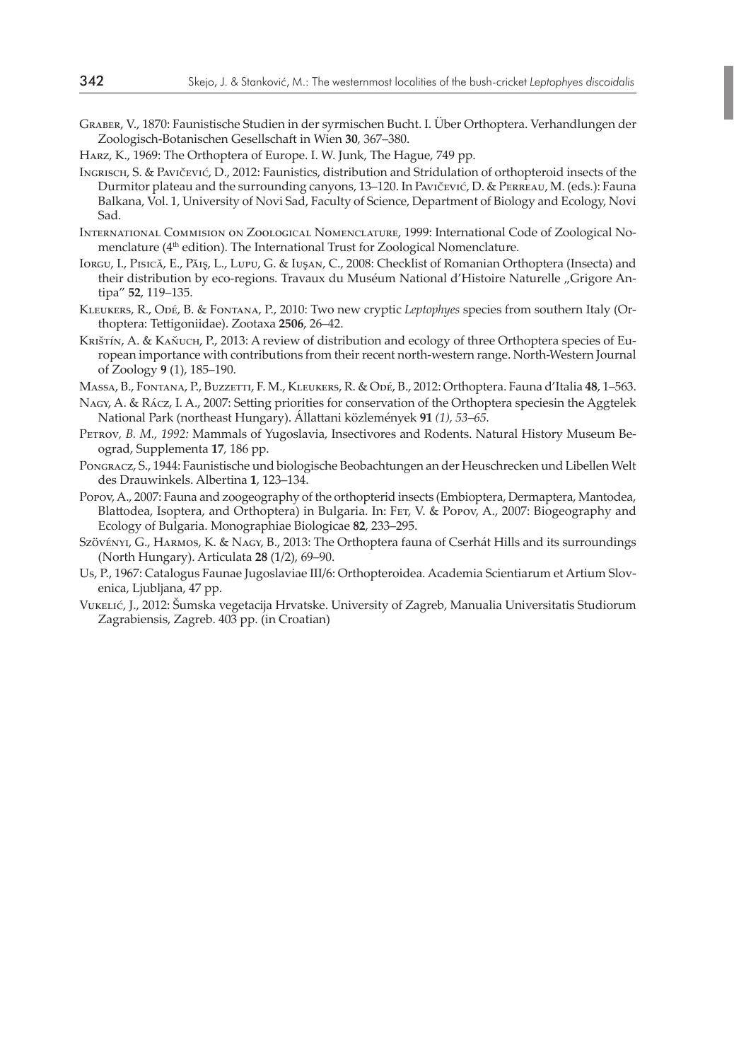Graber, V., 1870: Faunistische Studien in der syrmischen Bucht. I. Über Orthoptera. Verhandlungen der Zoologisch-Botanischen Gesellschaft in Wien **30**, 367–380.

Harz, K., 1969: The Orthoptera of Europe. I. W. Junk, The Hague, 749 pp.

Ingrisch, S. & Pavičević, D., 2012: Faunistics, distribution and Stridulation of orthopteroid insects of the Durmitor plateau and the surrounding canyons, 13–120. In Pavičević, D. & Perreau, M. (eds.): Fauna Balkana, Vol. 1, University of Novi Sad, Faculty of Science, Department of Biology and Ecology, Novi Sad.

International Commision on Zoological Nomenclature, 1999: International Code of Zoological Nomenclature (4th edition). The International Trust for Zoological Nomenclature.

Iorgu, I., Pisică, E., Păiş, L., Lupu, G. & Iuşan, C., 2008: Checklist of Romanian Orthoptera (Insecta) and their distribution by eco-regions. Travaux du Muséum National d'Histoire Naturelle „Grigore Antipa" **52**, 119–135.

Kleukers, R., Odé, B. & Fontana, P., 2010: Two new cryptic *Leptophyes* species from southern Italy (Orthoptera: Tettigoniidae). Zootaxa **2506**, 26–42.

Krištín, A. & Kaňuch, P., 2013: A review of distribution and ecology of three Orthoptera species of European importance with contributions from their recent north-western range. North-Western Journal of Zoology **9** (1), 185–190.

Massa, B., Fontana, P., Buzzetti, F. M., Kleukers, R. & Odé, B., 2012: Orthoptera. Fauna d'Italia **48**, 1–563.

Nagy, A. & Rácz, I. A., 2007: Setting priorities for conservation of the Orthoptera speciesin the Aggtelek National Park (northeast Hungary). Állattani közlemények **91** *(1), 53–65.*

Petrov, *B. M., 1992:* Mammals of Yugoslavia, Insectivores and Rodents. Natural History Museum Beograd, Supplementa **17**, 186 pp.

Pongracz, S., 1944: Faunistische und biologische Beobachtungen an der Heuschrecken und Libellen Welt des Drauwinkels. Albertina **1**, 123–134.

Popov, A., 2007: Fauna and zoogeography of the orthopterid insects (Embioptera, Dermaptera, Mantodea, Blattodea, Isoptera, and Orthoptera) in Bulgaria. In: Fet, V. & Popov, A., 2007: Biogeography and Ecology of Bulgaria. Monographiae Biologicae **82**, 233–295.

Szövényi, G., Harmos, K. & Nagy, B., 2013: The Orthoptera fauna of Cserhát Hills and its surroundings (North Hungary). Articulata **28** (1/2), 69–90.

Us, P., 1967: Catalogus Faunae Jugoslaviae III/6: Orthopteroidea. Academia Scientiarum et Artium Slovenica, Ljubljana, 47 pp.

Vukelić, J., 2012: Šumska vegetacija Hrvatske. University of Zagreb, Manualia Universitatis Studiorum Zagrabiensis, Zagreb. 403 pp. (in Croatian)